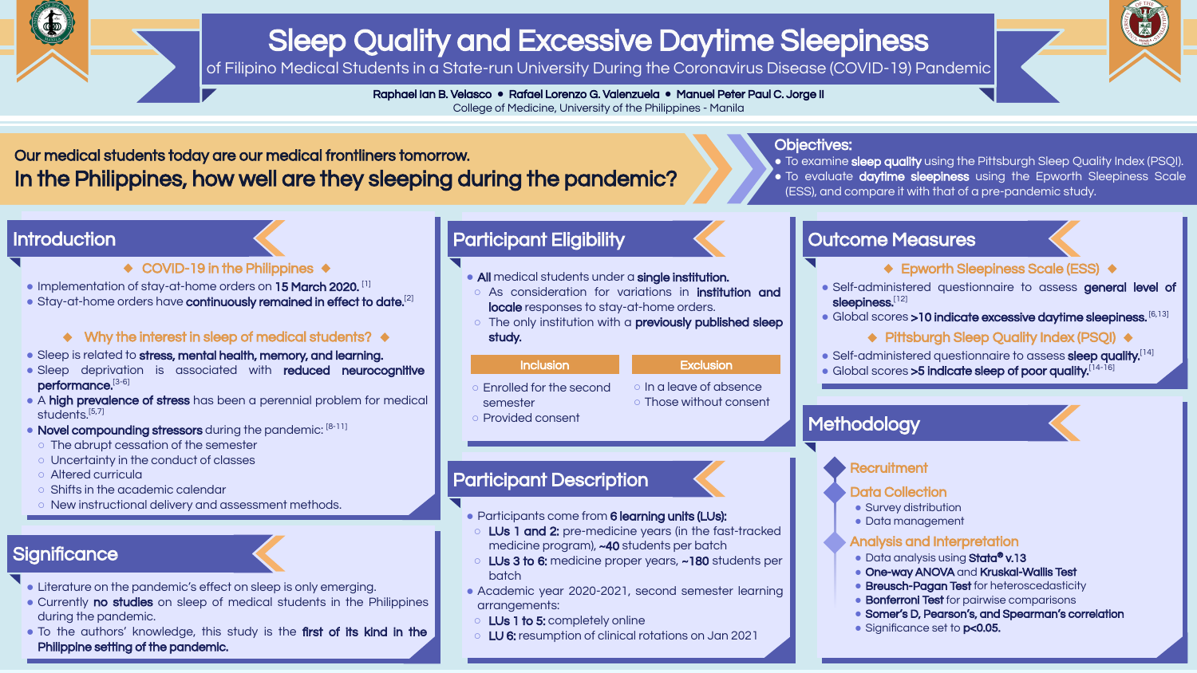# Sleep Quality and Excessive Daytime Sleepiness

## of Filipino Medical Students in a State-run University During the Coronavirus Disease (COVID-19) Pandemic

**Raphael Ian B. Velasco • Rafael Lorenzo G. Valenzuela • Manuel Peter Paul C. Jorge II**

College of Medicine, University of the Philippines - Manila

**Our medical students today are our medical frontliners tomorrow.**

**In the Philippines, how well are they sleeping during the pandemic?**

### Objectives:

- To examine **sleep quality** using the Pittsburgh Sleep Quality Index (PSQI).
- To evaluate **daytime sleepiness** using the Epworth Sleepiness Scale (ESS), and compare it with that of a pre-pandemic study.

## Introduction

### ◆ COVID-19 in the Philippines ◆

- Implementation of stay-at-home orders on **15 March 2020.** [1]
- Stay-at-home orders have **continuously remained in effect to date.**[2]

### ◆ Why the interest in sleep of medical students? ◆

- Sleep is related to **stress, mental health, memory, and learning.**
- Sleep deprivation is associated with **reduced neurocognitive performance.**[3-6]
- A **high prevalence of stress** has been a perennial problem for medical students.[5,7]
- **Novel compounding stressors** during the pandemic: [8-11]
  - The abrupt cessation of the semester
  - Uncertainty in the conduct of classes
  - Altered curricula
  - Shifts in the academic calendar
  - New instructional delivery and assessment methods.

## Significance

- Literature on the pandemic's effect on sleep is only emerging.
- Currently **no studies** on sleep of medical students in the Philippines during the pandemic.
- To the authors' knowledge, this study is the **first of its kind in the Philippine setting of the pandemic.**

## Participant Eligibility

- **All** medical students under a **single institution.**
  - As consideration for variations in **institution and locale** responses to stay-at-home orders.
  - The only institution with a **previously published sleep study.**

| Inclusion | Exclusion |
| --- | --- |
| Enrolled for the second semester | In a leave of absence |
| Provided consent | Those without consent |

## Participant Description

- Participants come from **6 learning units (LUs):**
  - **LUs 1 and 2:** pre-medicine years (in the fast-tracked medicine program), **~40** students per batch
  - **LUs 3 to 6:** medicine proper years, **~180** students per batch
- Academic year 2020-2021, second semester learning arrangements:
  - **LUs 1 to 5:** completely online
  - **LU 6:** resumption of clinical rotations on Jan 2021

## Outcome Measures

### ◆ Epworth Sleepiness Scale (ESS) ◆

- Self-administered questionnaire to assess **general level of sleepiness.**[12]
- Global scores **>10 indicate excessive daytime sleepiness.**[6,13]

### ◆ Pittsburgh Sleep Quality Index (PSQI) ◆

- Self-administered questionnaire to assess **sleep quality.**[14]
- Global scores **>5 indicate sleep of poor quality.**[14-16]

## Methodology

### Recruitment

### Data Collection

- Survey distribution
- Data management

### Analysis and Interpretation

- Data analysis using **Stata® v.13**
- **One-way ANOVA** and **Kruskal-Wallis Test**
- **Breusch-Pagan Test** for heteroscedasticity
- **Bonferroni Test** for pairwise comparisons
- **Somer's D, Pearson's, and Spearman's correlation**
- Significance set to **p<0.05.**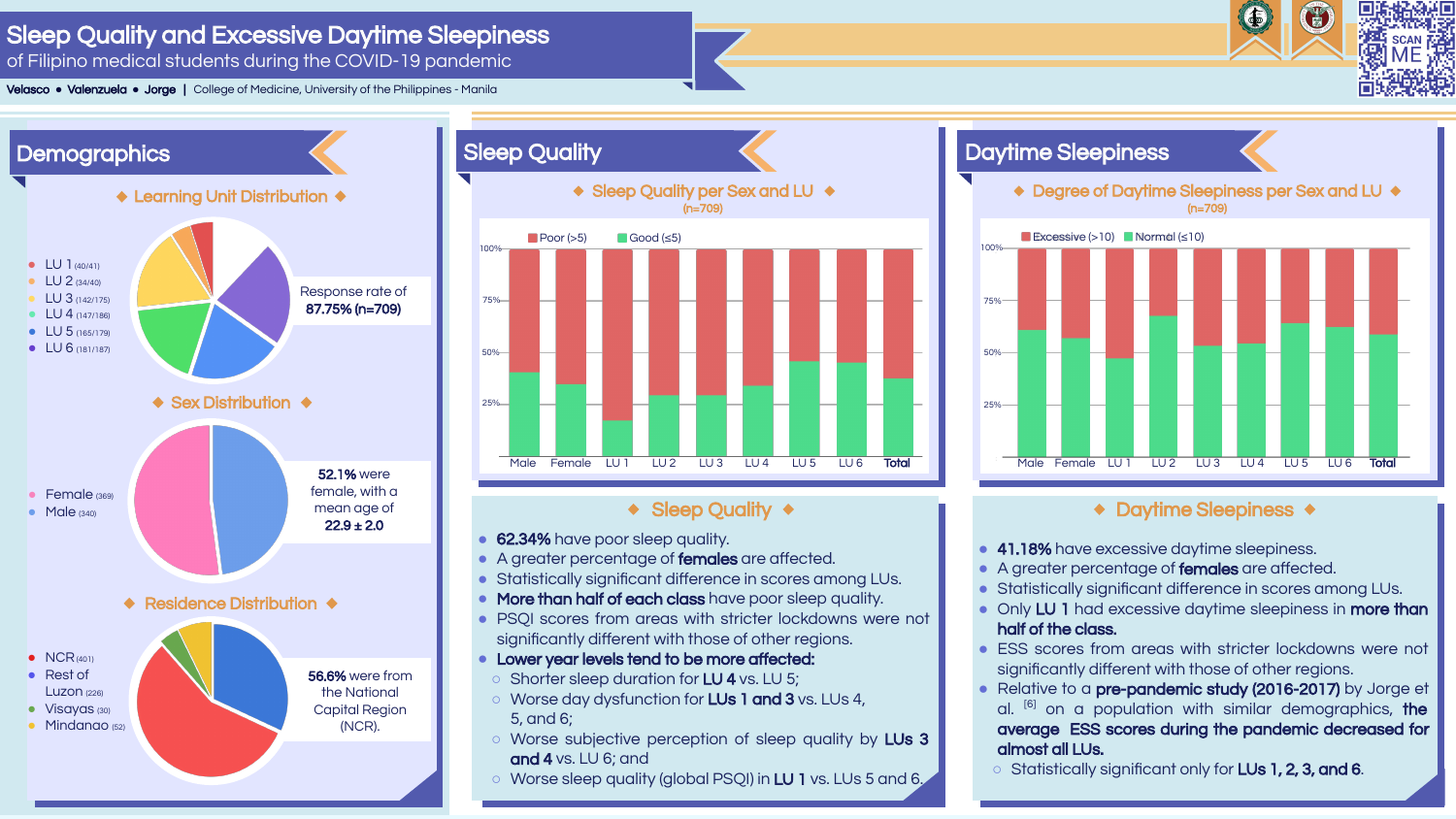# Sleep Quality and Excessive Daytime Sleepiness

of Filipino medical students during the COVID-19 pandemic

**Velasco • Valenzuela • Jorge** | College of Medicine, University of the Philippines - Manila

SCAN ME

## Demographics

### Learning Unit Distribution

- LU 1 (40/41)
- LU 2 (34/40)
- LU 3 (142/175)
- LU 4 (147/186)
- LU 5 (165/179)
- LU 6 (181/187)

Response rate of **87.75% (n=709)**

### Sex Distribution

- Female (369)
- Male (340)

**52.1%** were female, with a mean age of **22.9 ± 2.0**

### Residence Distribution

- NCR (401)
- Rest of Luzon (226)
- Visayas (30)
- Mindanao (52)

**56.6%** were from the National Capital Region (NCR).

## Sleep Quality

### Sleep Quality per Sex and LU

(n=709)

Poor (>5) | Good (≤5)

Male | Female | LU 1 | LU 2 | LU 3 | LU 4 | LU 5 | LU 6 | **Total**

### Sleep Quality

- **62.34%** have poor sleep quality.
- A greater percentage of **females** are affected.
- Statistically significant difference in scores among LUs.
- **More than half of each class** have poor sleep quality.
- PSQI scores from areas with stricter lockdowns were not significantly different with those of other regions.
- **Lower year levels tend to be more affected:**
  - Shorter sleep duration for **LU 4** vs. LU 5;
  - Worse day dysfunction for **LUs 1 and 3** vs. LUs 4, 5, and 6;
  - Worse subjective perception of sleep quality by **LUs 3 and 4** vs. LU 6; and
  - Worse sleep quality (global PSQI) in **LU 1** vs. LUs 5 and 6.

## Daytime Sleepiness

### Degree of Daytime Sleepiness per Sex and LU

(n=709)

Excessive (>10) | Normal (≤10)

Male | Female | LU 1 | LU 2 | LU 3 | LU 4 | LU 5 | LU 6 | **Total**

### Daytime Sleepiness

- **41.18%** have excessive daytime sleepiness.
- A greater percentage of **females** are affected.
- Statistically significant difference in scores among LUs.
- Only **LU 1** had excessive daytime sleepiness in **more than half of the class.**
- ESS scores from areas with stricter lockdowns were not significantly different with those of other regions.
- Relative to a **pre-pandemic study (2016-2017)** by Jorge et al. [6] on a population with similar demographics, **the average ESS scores during the pandemic decreased for almost all LUs.**
  - Statistically significant only for **LUs 1, 2, 3, and 6**.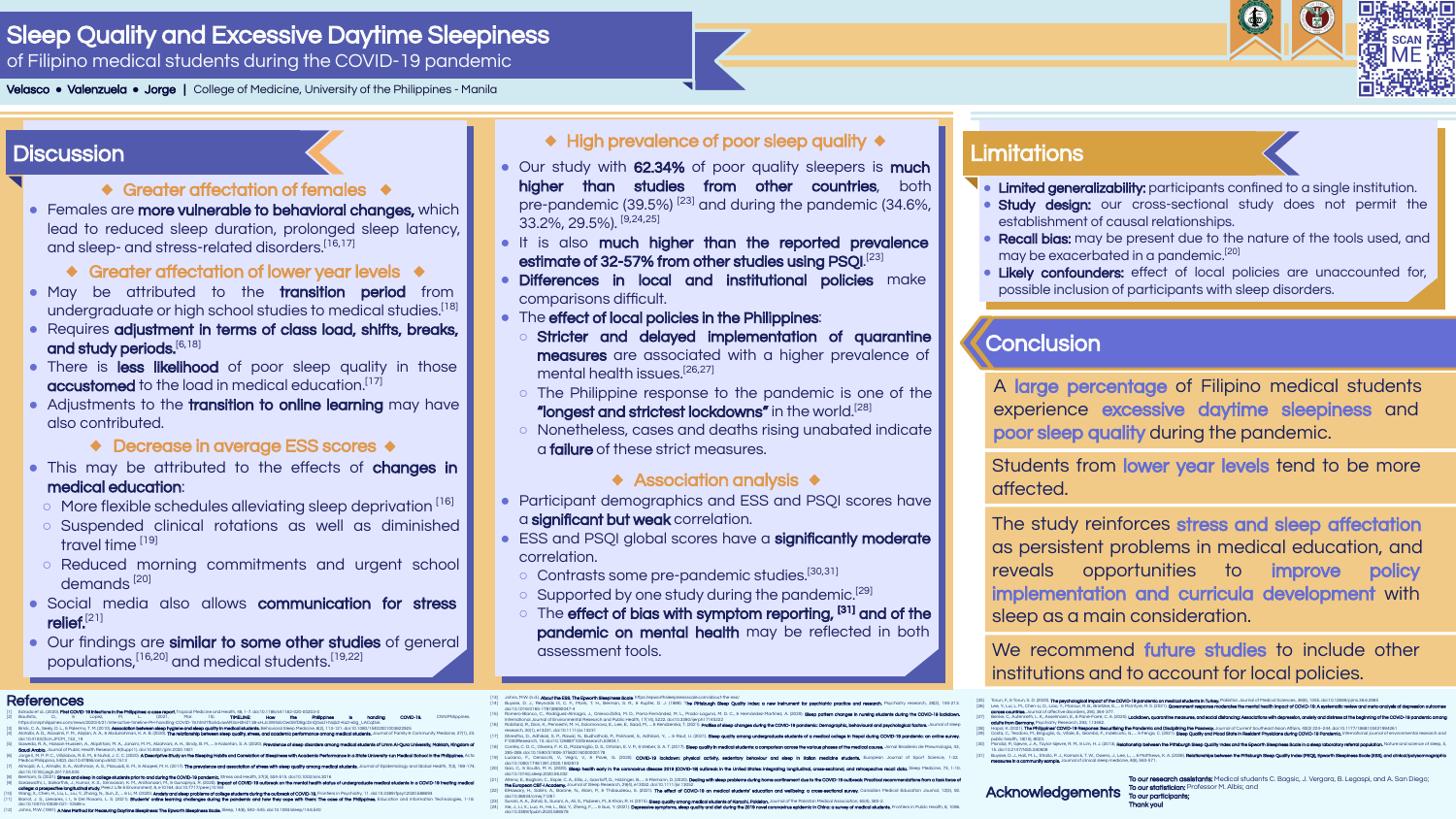# Sleep Quality and Excessive Daytime Sleepiness

of Filipino medical students during the COVID-19 pandemic

**Velasco** • **Valenzuela** • **Jorge** | College of Medicine, University of the Philippines - Manila

## Discussion

### Greater affectation of females

- Females are **more vulnerable to behavioral changes**, which lead to reduced sleep duration, prolonged sleep latency, and sleep- and stress-related disorders.[16,17]

### Greater affectation of lower year levels

- May be attributed to the **transition period** from undergraduate or high school studies to medical studies.[18]
- Requires **adjustment in terms of class load, shifts, breaks, and study periods.**[6,18]
- There is **less likelihood** of poor sleep quality in those **accustomed** to the load in medical education.[17]
- Adjustments to the **transition to online learning** may have also contributed.

### Decrease in average ESS scores

- This may be attributed to the effects of **changes in medical education**:
  - More flexible schedules alleviating sleep deprivation [16]
  - Suspended clinical rotations as well as diminished travel time [19]
  - Reduced morning commitments and urgent school demands [20]
- Social media also allows **communication for stress relief.**[21]
- Our findings are **similar to some other studies** of general populations,[16,20] and medical students.[19,22]

### High prevalence of poor sleep quality

- Our study with **62.34%** of poor quality sleepers is **much higher than studies from other countries**, both pre-pandemic (39.5%) [23] and during the pandemic (34.6%, 33.2%, 29.5%). [9,24,25]
- It is also **much higher than the reported prevalence estimate of 32-57% from other studies using PSQI.**[23]
- **Differences in local and institutional policies** make comparisons difficult.
- The **effect of local policies in the Philippines**:
  - **Stricter and delayed implementation of quarantine measures** are associated with a higher prevalence of mental health issues.[26,27]
  - The Philippine response to the pandemic is one of the **"longest and strictest lockdowns"** in the world.[28]
  - Nonetheless, cases and deaths rising unabated indicate a **failure** of these strict measures.

### Association analysis

- Participant demographics and ESS and PSQI scores have a **significant but weak** correlation.
- ESS and PSQI global scores have a **significantly moderate** correlation.
  - Contrasts some pre-pandemic studies.[30,31]
  - Supported by one study during the pandemic.[29]
  - The **effect of bias with symptom reporting,** [31] **and of the pandemic on mental health** may be reflected in both assessment tools.

## Limitations

- **Limited generalizability:** participants confined to a single institution.
- **Study design:** our cross-sectional study does not permit the establishment of causal relationships.
- **Recall bias:** may be present due to the nature of the tools used, and may be exacerbated in a pandemic.[20]
- **Likely confounders:** effect of local policies are unaccounted for, possible inclusion of participants with sleep disorders.

## Conclusion

A **large percentage** of Filipino medical students experience **excessive daytime sleepiness** and **poor sleep quality** during the pandemic.

Students from **lower year levels** tend to be more affected.

The study reinforces **stress and sleep affectation** as persistent problems in medical education, and reveals opportunities to **improve policy implementation and curricula development** with sleep as a main consideration.

We recommend **future studies** to include other institutions and to account for local policies.

## References

## Acknowledgements

To our research assistants: Medical students C. Bogsic, J. Vergara, B. Legaspi, and A. San Diego;
To our statistician: Professor M. Albis; and
To our participants;
Thank you!